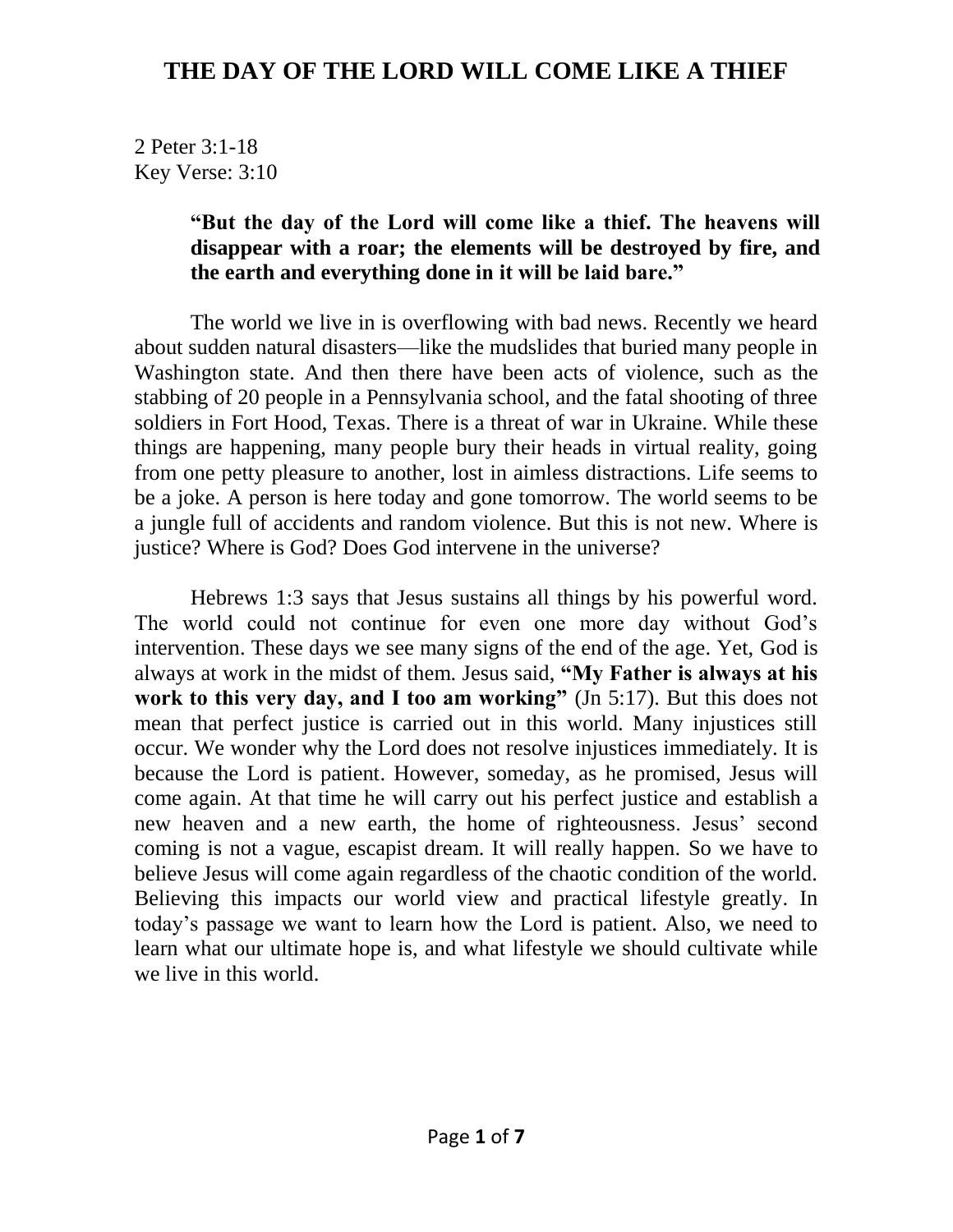# THE DAY OF THE LORD WILL COME LIKE A THIEF

2 Peter 3:1-18
Key Verse: 3:10

> **"But the day of the Lord will come like a thief. The heavens will disappear with a roar; the elements will be destroyed by fire, and the earth and everything done in it will be laid bare."**

The world we live in is overflowing with bad news. Recently we heard about sudden natural disasters—like the mudslides that buried many people in Washington state. And then there have been acts of violence, such as the stabbing of 20 people in a Pennsylvania school, and the fatal shooting of three soldiers in Fort Hood, Texas. There is a threat of war in Ukraine. While these things are happening, many people bury their heads in virtual reality, going from one petty pleasure to another, lost in aimless distractions. Life seems to be a joke. A person is here today and gone tomorrow. The world seems to be a jungle full of accidents and random violence. But this is not new. Where is justice? Where is God? Does God intervene in the universe?

Hebrews 1:3 says that Jesus sustains all things by his powerful word. The world could not continue for even one more day without God's intervention. These days we see many signs of the end of the age. Yet, God is always at work in the midst of them. Jesus said, **"My Father is always at his work to this very day, and I too am working"** (Jn 5:17). But this does not mean that perfect justice is carried out in this world. Many injustices still occur. We wonder why the Lord does not resolve injustices immediately. It is because the Lord is patient. However, someday, as he promised, Jesus will come again. At that time he will carry out his perfect justice and establish a new heaven and a new earth, the home of righteousness. Jesus' second coming is not a vague, escapist dream. It will really happen. So we have to believe Jesus will come again regardless of the chaotic condition of the world. Believing this impacts our world view and practical lifestyle greatly. In today's passage we want to learn how the Lord is patient. Also, we need to learn what our ultimate hope is, and what lifestyle we should cultivate while we live in this world.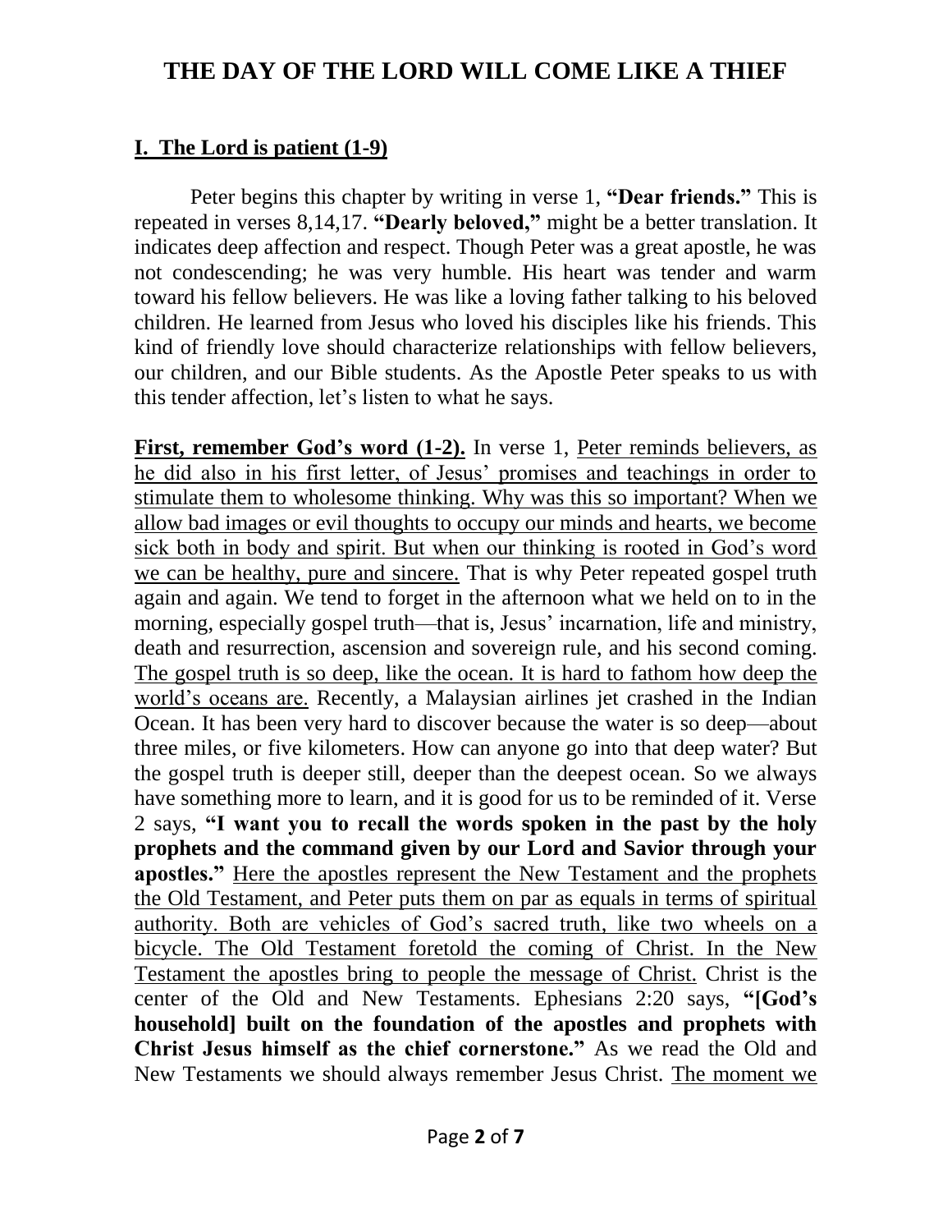# THE DAY OF THE LORD WILL COME LIKE A THIEF

## I. The Lord is patient (1-9)

Peter begins this chapter by writing in verse 1, **"Dear friends."** This is repeated in verses 8,14,17. **"Dearly beloved,"** might be a better translation. It indicates deep affection and respect. Though Peter was a great apostle, he was not condescending; he was very humble. His heart was tender and warm toward his fellow believers. He was like a loving father talking to his beloved children. He learned from Jesus who loved his disciples like his friends. This kind of friendly love should characterize relationships with fellow believers, our children, and our Bible students. As the Apostle Peter speaks to us with this tender affection, let's listen to what he says.

**First, remember God's word (1-2).** In verse 1, Peter reminds believers, as he did also in his first letter, of Jesus' promises and teachings in order to stimulate them to wholesome thinking. Why was this so important? When we allow bad images or evil thoughts to occupy our minds and hearts, we become sick both in body and spirit. But when our thinking is rooted in God's word we can be healthy, pure and sincere. That is why Peter repeated gospel truth again and again. We tend to forget in the afternoon what we held on to in the morning, especially gospel truth—that is, Jesus' incarnation, life and ministry, death and resurrection, ascension and sovereign rule, and his second coming. The gospel truth is so deep, like the ocean. It is hard to fathom how deep the world's oceans are. Recently, a Malaysian airlines jet crashed in the Indian Ocean. It has been very hard to discover because the water is so deep—about three miles, or five kilometers. How can anyone go into that deep water? But the gospel truth is deeper still, deeper than the deepest ocean. So we always have something more to learn, and it is good for us to be reminded of it. Verse 2 says, **"I want you to recall the words spoken in the past by the holy prophets and the command given by our Lord and Savior through your apostles."** Here the apostles represent the New Testament and the prophets the Old Testament, and Peter puts them on par as equals in terms of spiritual authority. Both are vehicles of God's sacred truth, like two wheels on a bicycle. The Old Testament foretold the coming of Christ. In the New Testament the apostles bring to people the message of Christ. Christ is the center of the Old and New Testaments. Ephesians 2:20 says, **"[God's household] built on the foundation of the apostles and prophets with Christ Jesus himself as the chief cornerstone."** As we read the Old and New Testaments we should always remember Jesus Christ. The moment we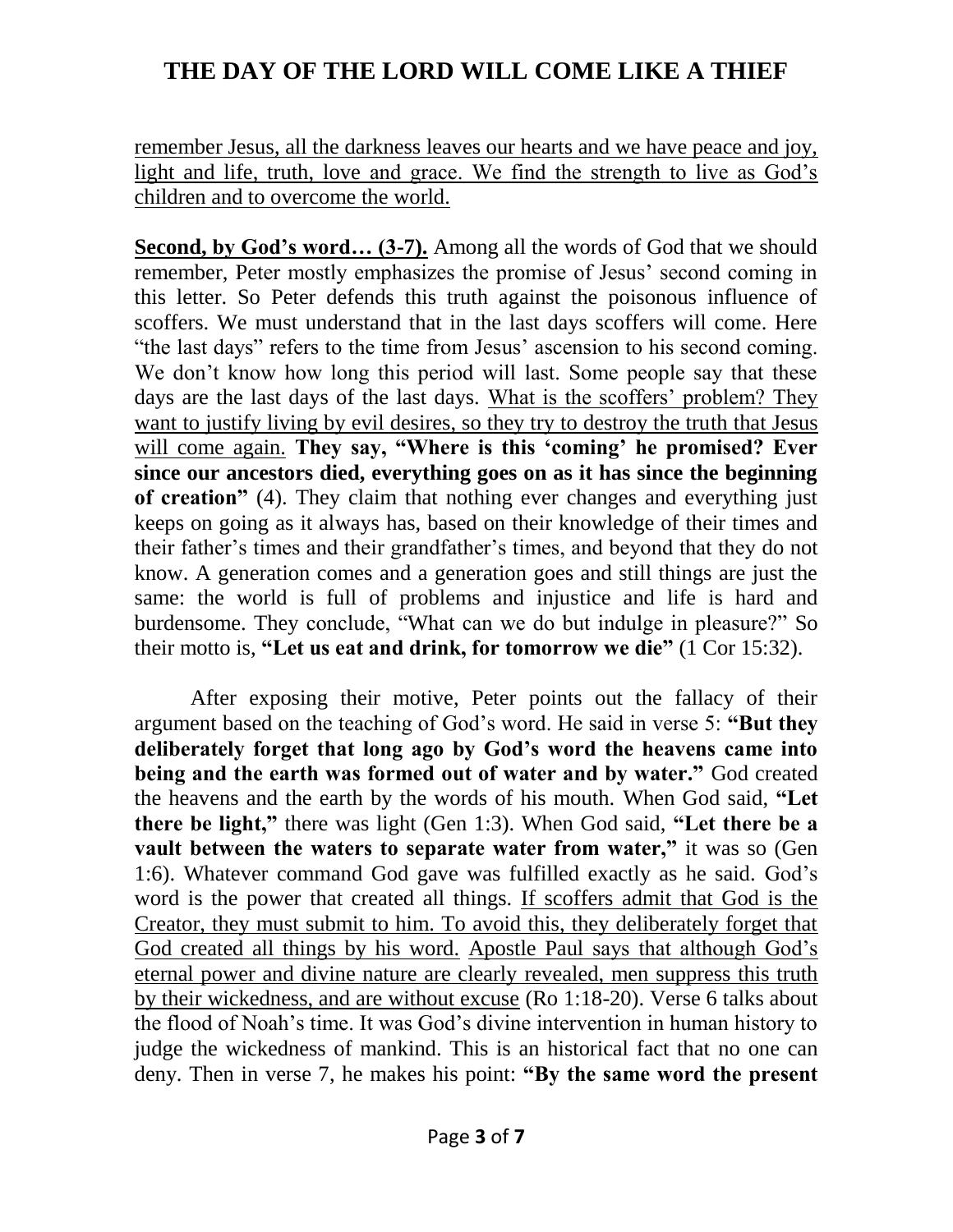remember Jesus, all the darkness leaves our hearts and we have peace and joy, light and life, truth, love and grace. We find the strength to live as God's children and to overcome the world.

**Second, by God's word… (3-7).** Among all the words of God that we should remember, Peter mostly emphasizes the promise of Jesus' second coming in this letter. So Peter defends this truth against the poisonous influence of scoffers. We must understand that in the last days scoffers will come. Here "the last days" refers to the time from Jesus' ascension to his second coming. We don't know how long this period will last. Some people say that these days are the last days of the last days. What is the scoffers' problem? They want to justify living by evil desires, so they try to destroy the truth that Jesus will come again. **They say, "Where is this 'coming' he promised? Ever since our ancestors died, everything goes on as it has since the beginning of creation"** (4). They claim that nothing ever changes and everything just keeps on going as it always has, based on their knowledge of their times and their father's times and their grandfather's times, and beyond that they do not know. A generation comes and a generation goes and still things are just the same: the world is full of problems and injustice and life is hard and burdensome. They conclude, "What can we do but indulge in pleasure?" So their motto is, **"Let us eat and drink, for tomorrow we die"** (1 Cor 15:32).

After exposing their motive, Peter points out the fallacy of their argument based on the teaching of God's word. He said in verse 5: **"But they deliberately forget that long ago by God's word the heavens came into being and the earth was formed out of water and by water."** God created the heavens and the earth by the words of his mouth. When God said, **"Let there be light,"** there was light (Gen 1:3). When God said, **"Let there be a vault between the waters to separate water from water,"** it was so (Gen 1:6). Whatever command God gave was fulfilled exactly as he said. God's word is the power that created all things. If scoffers admit that God is the Creator, they must submit to him. To avoid this, they deliberately forget that God created all things by his word. Apostle Paul says that although God's eternal power and divine nature are clearly revealed, men suppress this truth by their wickedness, and are without excuse (Ro 1:18-20). Verse 6 talks about the flood of Noah's time. It was God's divine intervention in human history to judge the wickedness of mankind. This is an historical fact that no one can deny. Then in verse 7, he makes his point: **"By the same word the present**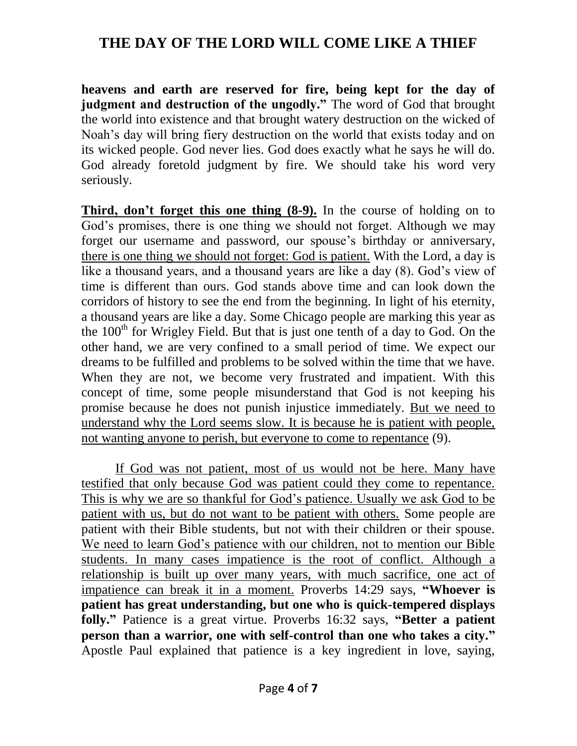**heavens and earth are reserved for fire, being kept for the day of judgment and destruction of the ungodly."** The word of God that brought the world into existence and that brought watery destruction on the wicked of Noah's day will bring fiery destruction on the world that exists today and on its wicked people. God never lies. God does exactly what he says he will do. God already foretold judgment by fire. We should take his word very seriously.

<u>**Third, don't forget this one thing (8-9).**</u> In the course of holding on to God's promises, there is one thing we should not forget. Although we may forget our username and password, our spouse's birthday or anniversary, <u>there is one thing we should not forget: God is patient.</u> With the Lord, a day is like a thousand years, and a thousand years are like a day (8). God's view of time is different than ours. God stands above time and can look down the corridors of history to see the end from the beginning. In light of his eternity, a thousand years are like a day. Some Chicago people are marking this year as the 100th for Wrigley Field. But that is just one tenth of a day to God. On the other hand, we are very confined to a small period of time. We expect our dreams to be fulfilled and problems to be solved within the time that we have. When they are not, we become very frustrated and impatient. With this concept of time, some people misunderstand that God is not keeping his promise because he does not punish injustice immediately. <u>But we need to understand why the Lord seems slow. It is because he is patient with people, not wanting anyone to perish, but everyone to come to repentance</u> (9).

<u>If God was not patient, most of us would not be here. Many have testified that only because God was patient could they come to repentance. This is why we are so thankful for God's patience. Usually we ask God to be patient with us, but do not want to be patient with others.</u> Some people are patient with their Bible students, but not with their children or their spouse. <u>We need to learn God's patience with our children, not to mention our Bible students. In many cases impatience is the root of conflict. Although a relationship is built up over many years, with much sacrifice, one act of impatience can break it in a moment.</u> Proverbs 14:29 says, **"Whoever is patient has great understanding, but one who is quick-tempered displays folly."** Patience is a great virtue. Proverbs 16:32 says, **"Better a patient person than a warrior, one with self-control than one who takes a city."** Apostle Paul explained that patience is a key ingredient in love, saying,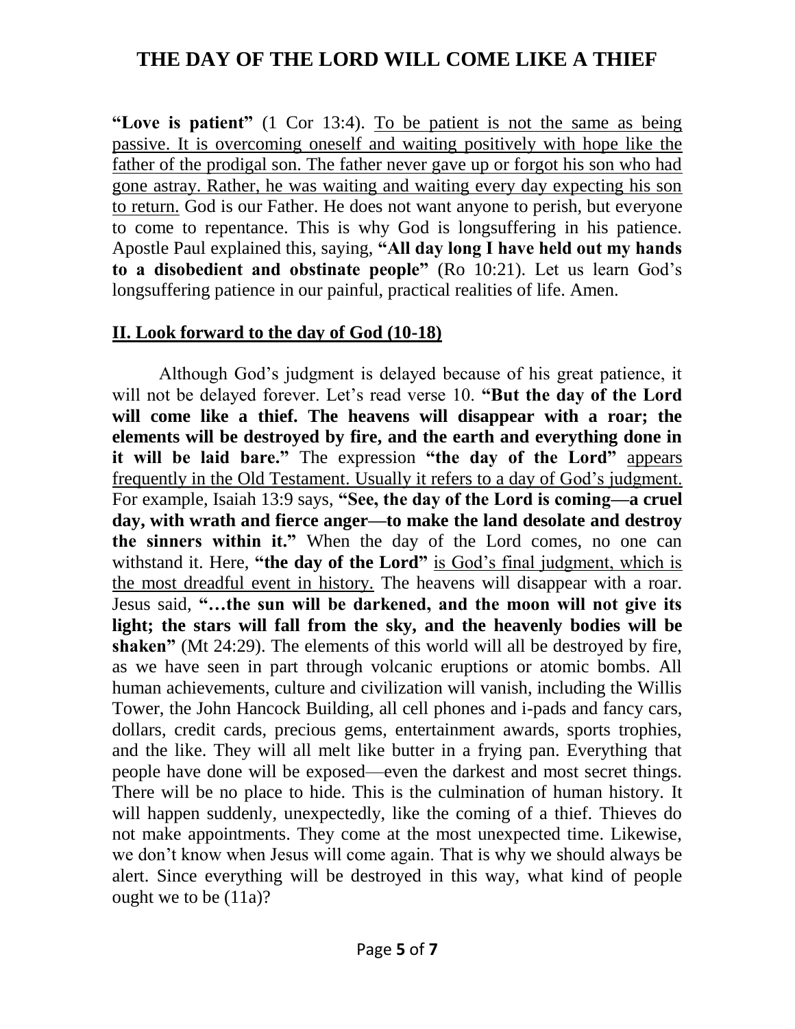# THE DAY OF THE LORD WILL COME LIKE A THIEF

**"Love is patient"** (1 Cor 13:4). To be patient is not the same as being passive. It is overcoming oneself and waiting positively with hope like the father of the prodigal son. The father never gave up or forgot his son who had gone astray. Rather, he was waiting and waiting every day expecting his son to return. God is our Father. He does not want anyone to perish, but everyone to come to repentance. This is why God is longsuffering in his patience. Apostle Paul explained this, saying, **"All day long I have held out my hands to a disobedient and obstinate people"** (Ro 10:21). Let us learn God's longsuffering patience in our painful, practical realities of life. Amen.

## II. Look forward to the day of God (10-18)

Although God's judgment is delayed because of his great patience, it will not be delayed forever. Let's read verse 10. **"But the day of the Lord will come like a thief. The heavens will disappear with a roar; the elements will be destroyed by fire, and the earth and everything done in it will be laid bare."** The expression **"the day of the Lord"** appears frequently in the Old Testament. Usually it refers to a day of God's judgment. For example, Isaiah 13:9 says, **"See, the day of the Lord is coming—a cruel day, with wrath and fierce anger—to make the land desolate and destroy the sinners within it."** When the day of the Lord comes, no one can withstand it. Here, **"the day of the Lord"** is God's final judgment, which is the most dreadful event in history. The heavens will disappear with a roar. Jesus said, **"…the sun will be darkened, and the moon will not give its light; the stars will fall from the sky, and the heavenly bodies will be shaken"** (Mt 24:29). The elements of this world will all be destroyed by fire, as we have seen in part through volcanic eruptions or atomic bombs. All human achievements, culture and civilization will vanish, including the Willis Tower, the John Hancock Building, all cell phones and i-pads and fancy cars, dollars, credit cards, precious gems, entertainment awards, sports trophies, and the like. They will all melt like butter in a frying pan. Everything that people have done will be exposed—even the darkest and most secret things. There will be no place to hide. This is the culmination of human history. It will happen suddenly, unexpectedly, like the coming of a thief. Thieves do not make appointments. They come at the most unexpected time. Likewise, we don't know when Jesus will come again. That is why we should always be alert. Since everything will be destroyed in this way, what kind of people ought we to be (11a)?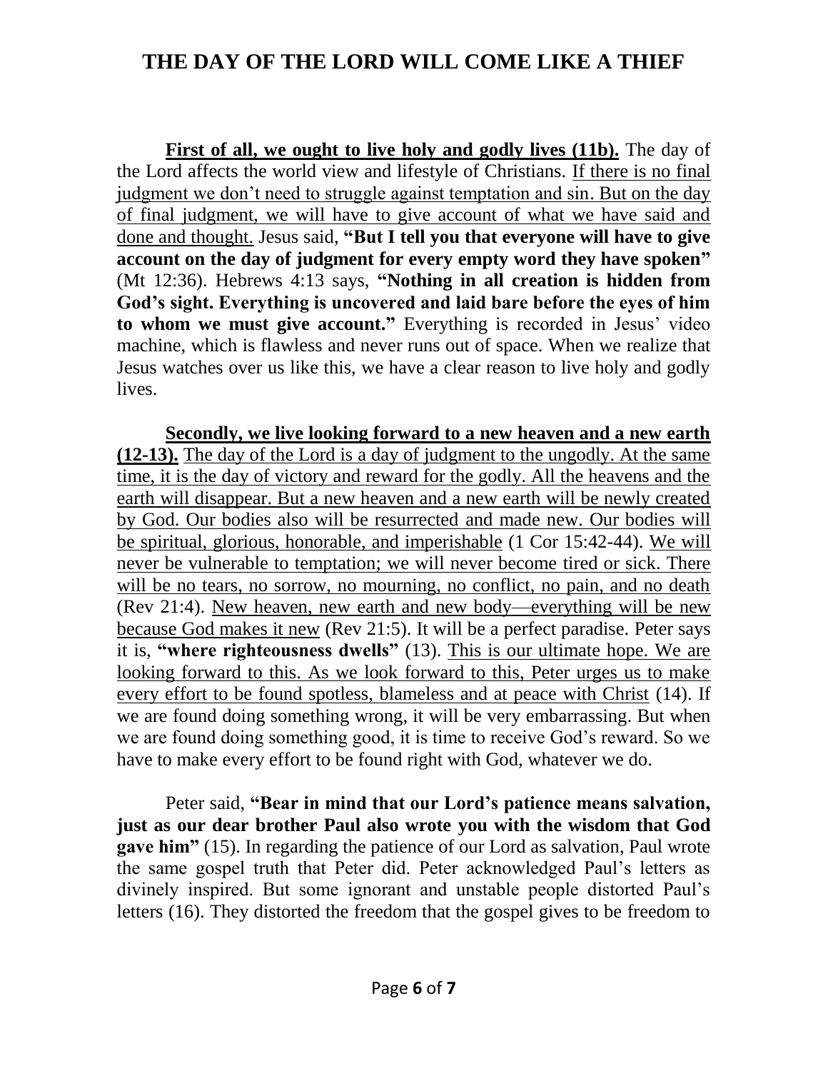**First of all, we ought to live holy and godly lives (11b).** The day of the Lord affects the world view and lifestyle of Christians. <u>If there is no final judgment we don't need to struggle against temptation and sin. But on the day of final judgment, we will have to give account of what we have said and done and thought.</u> Jesus said, **"But I tell you that everyone will have to give account on the day of judgment for every empty word they have spoken"** (Mt 12:36). Hebrews 4:13 says, **"Nothing in all creation is hidden from God's sight. Everything is uncovered and laid bare before the eyes of him to whom we must give account."** Everything is recorded in Jesus' video machine, which is flawless and never runs out of space. When we realize that Jesus watches over us like this, we have a clear reason to live holy and godly lives.

**Secondly, we live looking forward to a new heaven and a new earth (12-13).** <u>The day of the Lord is a day of judgment to the ungodly. At the same time, it is the day of victory and reward for the godly. All the heavens and the earth will disappear. But a new heaven and a new earth will be newly created by God. Our bodies also will be resurrected and made new. Our bodies will be spiritual, glorious, honorable, and imperishable</u> (1 Cor 15:42-44). <u>We will never be vulnerable to temptation; we will never become tired or sick. There will be no tears, no sorrow, no mourning, no conflict, no pain, and no death</u> (Rev 21:4). <u>New heaven, new earth and new body—everything will be new because God makes it new</u> (Rev 21:5). It will be a perfect paradise. Peter says it is, **"where righteousness dwells"** (13). <u>This is our ultimate hope. We are looking forward to this. As we look forward to this, Peter urges us to make every effort to be found spotless, blameless and at peace with Christ</u> (14). If we are found doing something wrong, it will be very embarrassing. But when we are found doing something good, it is time to receive God's reward. So we have to make every effort to be found right with God, whatever we do.

Peter said, **"Bear in mind that our Lord's patience means salvation, just as our dear brother Paul also wrote you with the wisdom that God gave him"** (15). In regarding the patience of our Lord as salvation, Paul wrote the same gospel truth that Peter did. Peter acknowledged Paul's letters as divinely inspired. But some ignorant and unstable people distorted Paul's letters (16). They distorted the freedom that the gospel gives to be freedom to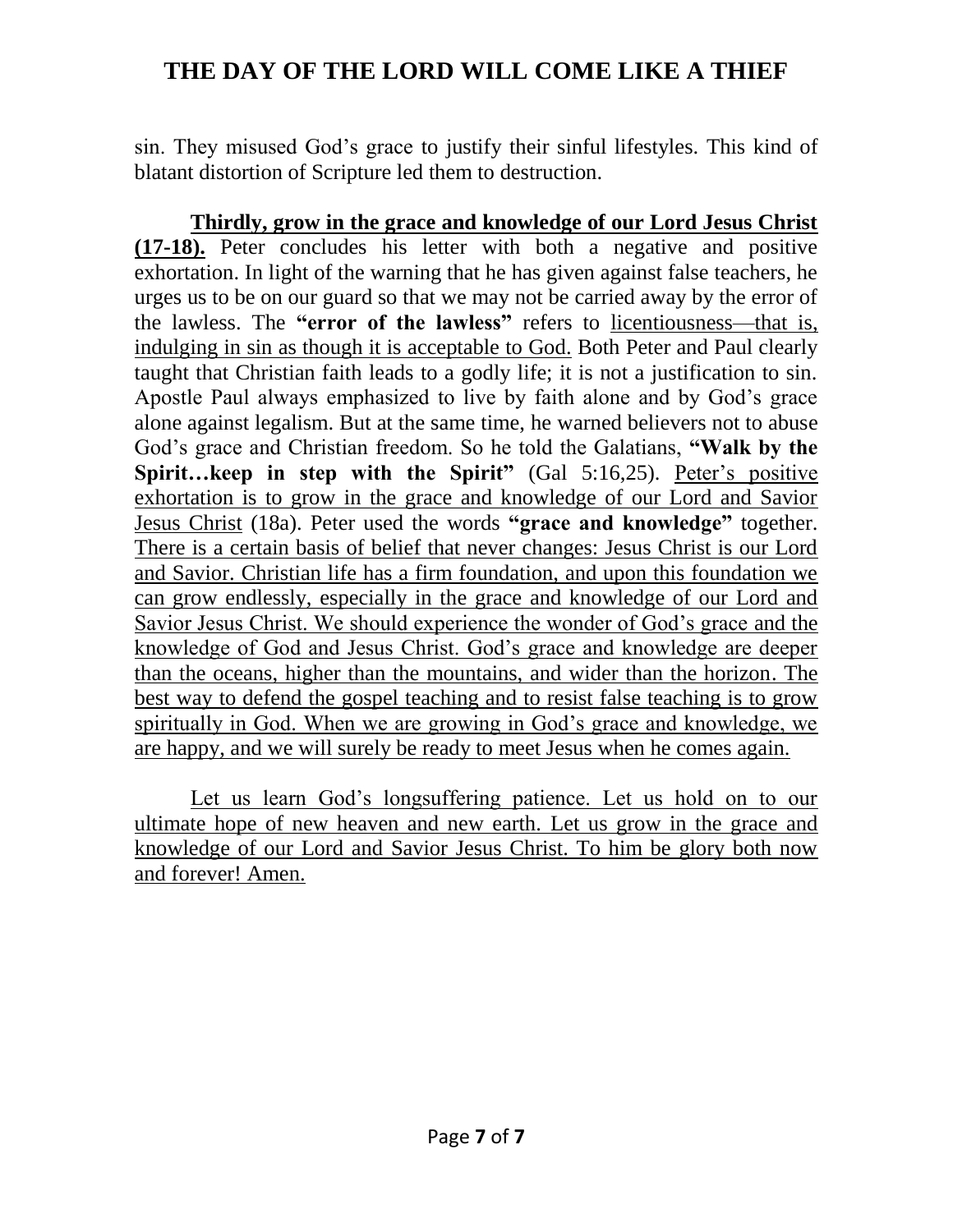sin. They misused God's grace to justify their sinful lifestyles. This kind of blatant distortion of Scripture led them to destruction.

**Thirdly, grow in the grace and knowledge of our Lord Jesus Christ (17-18).** Peter concludes his letter with both a negative and positive exhortation. In light of the warning that he has given against false teachers, he urges us to be on our guard so that we may not be carried away by the error of the lawless. The **"error of the lawless"** refers to licentiousness—that is, indulging in sin as though it is acceptable to God. Both Peter and Paul clearly taught that Christian faith leads to a godly life; it is not a justification to sin. Apostle Paul always emphasized to live by faith alone and by God's grace alone against legalism. But at the same time, he warned believers not to abuse God's grace and Christian freedom. So he told the Galatians, **"Walk by the Spirit…keep in step with the Spirit"** (Gal 5:16,25). Peter's positive exhortation is to grow in the grace and knowledge of our Lord and Savior Jesus Christ (18a). Peter used the words **"grace and knowledge"** together. There is a certain basis of belief that never changes: Jesus Christ is our Lord and Savior. Christian life has a firm foundation, and upon this foundation we can grow endlessly, especially in the grace and knowledge of our Lord and Savior Jesus Christ. We should experience the wonder of God's grace and the knowledge of God and Jesus Christ. God's grace and knowledge are deeper than the oceans, higher than the mountains, and wider than the horizon. The best way to defend the gospel teaching and to resist false teaching is to grow spiritually in God. When we are growing in God's grace and knowledge, we are happy, and we will surely be ready to meet Jesus when he comes again.

Let us learn God's longsuffering patience. Let us hold on to our ultimate hope of new heaven and new earth. Let us grow in the grace and knowledge of our Lord and Savior Jesus Christ. To him be glory both now and forever! Amen.